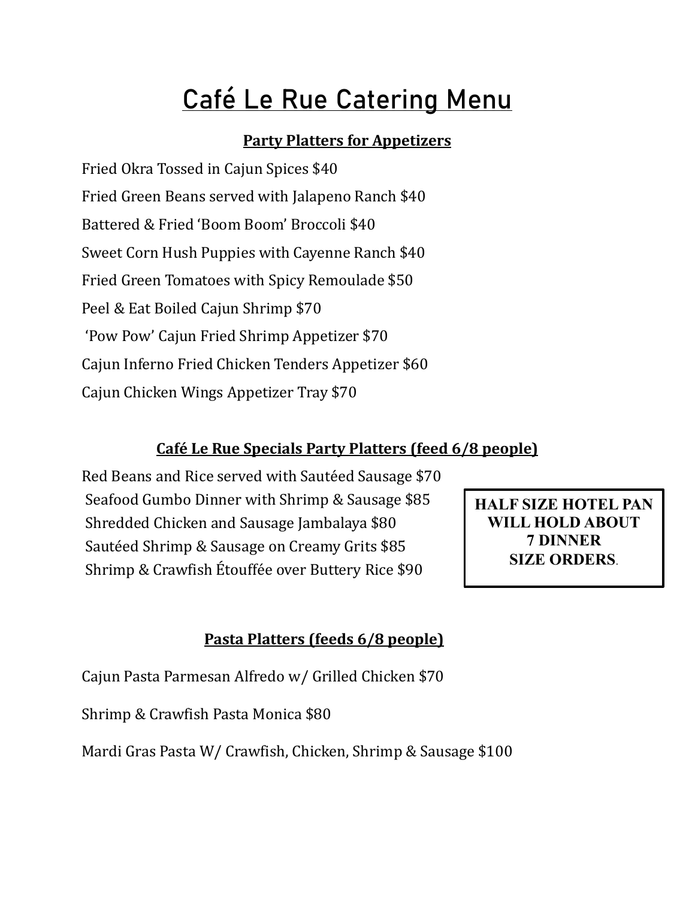# Café Le Rue Catering Menu

## Party Platters for Appetizers

Fried Okra Tossed in Cajun Spices $40

Fried Green Beans served with Jalapeno Ranch $40

Battered & Fried 'Boom Boom' Broccoli $40

Sweet Corn Hush Puppies with Cayenne Ranch $40

Fried Green Tomatoes with Spicy Remoulade $50

Peel & Eat Boiled Cajun Shrimp $70

'Pow Pow' Cajun Fried Shrimp Appetizer $70

Cajun Inferno Fried Chicken Tenders Appetizer $60

Cajun Chicken Wings Appetizer Tray $70

## Café Le Rue Specials Party Platters (feed 6/8 people)

Red Beans and Rice served with Sautéed Sausage $70

Seafood Gumbo Dinner with Shrimp & Sausage $85

Shredded Chicken and Sausage Jambalaya $80

Sautéed Shrimp & Sausage on Creamy Grits $85

Shrimp & Crawfish Étouffée over Buttery Rice $90

**HALF SIZE HOTEL PAN WILL HOLD ABOUT 7 DINNER SIZE ORDERS.**

## Pasta Platters (feeds 6/8 people)

Cajun Pasta Parmesan Alfredo w/ Grilled Chicken $70

Shrimp & Crawfish Pasta Monica $80

Mardi Gras Pasta W/ Crawfish, Chicken, Shrimp & Sausage $100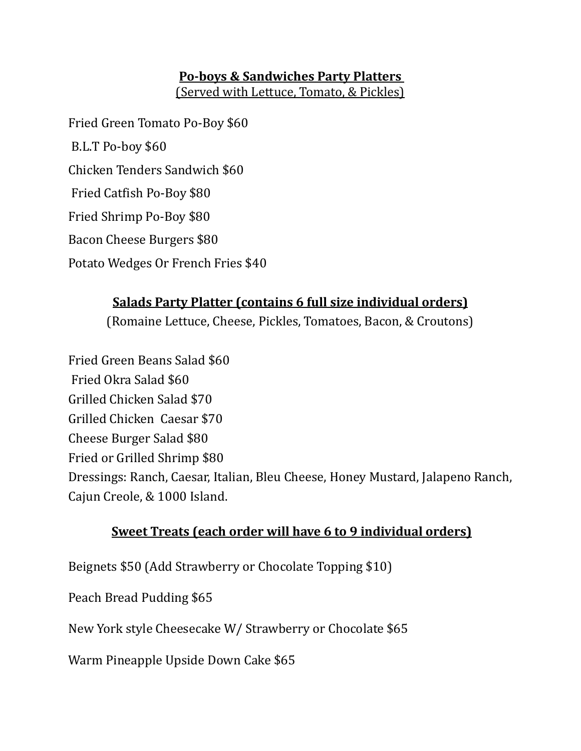## Po-boys & Sandwiches Party Platters

(Served with Lettuce, Tomato, & Pickles)

Fried Green Tomato Po-Boy $60

B.L.T Po-boy $60

Chicken Tenders Sandwich $60

Fried Catfish Po-Boy $80

Fried Shrimp Po-Boy $80

Bacon Cheese Burgers $80

Potato Wedges Or French Fries $40

## Salads Party Platter (contains 6 full size individual orders)

(Romaine Lettuce, Cheese, Pickles, Tomatoes, Bacon, & Croutons)

Fried Green Beans Salad $60
Fried Okra Salad $60
Grilled Chicken Salad $70
Grilled Chicken Caesar $70
Cheese Burger Salad $80
Fried or Grilled Shrimp $80
Dressings: Ranch, Caesar, Italian, Bleu Cheese, Honey Mustard, Jalapeno Ranch, Cajun Creole, & 1000 Island.

## Sweet Treats (each order will have 6 to 9 individual orders)

Beignets $50 (Add Strawberry or Chocolate Topping $10)

Peach Bread Pudding $65

New York style Cheesecake W/ Strawberry or Chocolate $65

Warm Pineapple Upside Down Cake $65